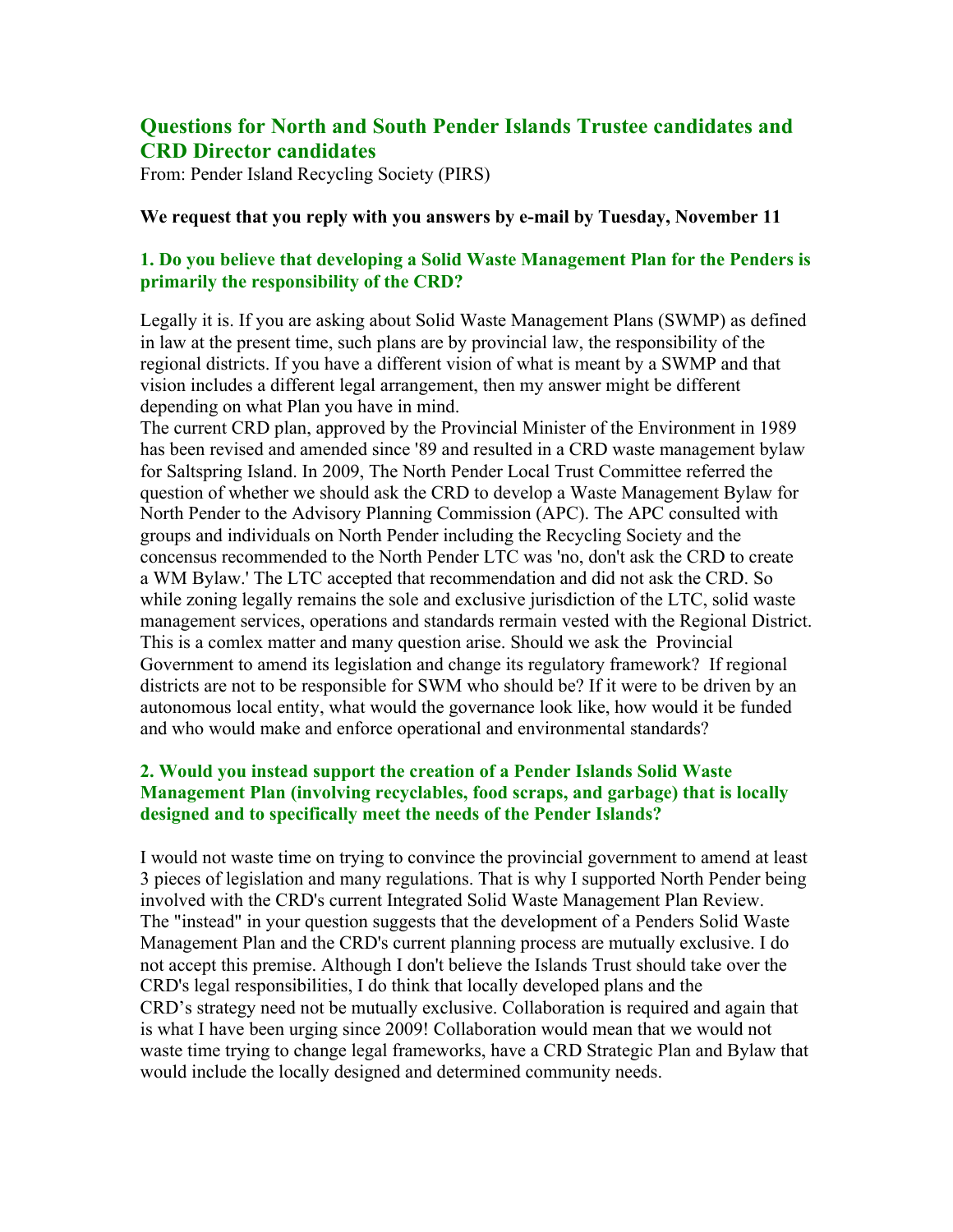# Questions for North and South Pender Islands Trustee candidates and CRD Director candidates

From: Pender Island Recycling Society (PIRS)

**We request that you reply with you answers by e-mail by Tuesday, November 11**

### 1. Do you believe that developing a Solid Waste Management Plan for the Penders is primarily the responsibility of the CRD?

Legally it is. If you are asking about Solid Waste Management Plans (SWMP) as defined in law at the present time, such plans are by provincial law, the responsibility of the regional districts. If you have a different vision of what is meant by a SWMP and that vision includes a different legal arrangement, then my answer might be different depending on what Plan you have in mind.

The current CRD plan, approved by the Provincial Minister of the Environment in 1989 has been revised and amended since '89 and resulted in a CRD waste management bylaw for Saltspring Island. In 2009, The North Pender Local Trust Committee referred the question of whether we should ask the CRD to develop a Waste Management Bylaw for North Pender to the Advisory Planning Commission (APC). The APC consulted with groups and individuals on North Pender including the Recycling Society and the concensus recommended to the North Pender LTC was 'no, don't ask the CRD to create a WM Bylaw.' The LTC accepted that recommendation and did not ask the CRD. So while zoning legally remains the sole and exclusive jurisdiction of the LTC, solid waste management services, operations and standards rermain vested with the Regional District. This is a comlex matter and many question arise. Should we ask the Provincial Government to amend its legislation and change its regulatory framework? If regional districts are not to be responsible for SWM who should be? If it were to be driven by an autonomous local entity, what would the governance look like, how would it be funded and who would make and enforce operational and environmental standards?

### 2. Would you instead support the creation of a Pender Islands Solid Waste Management Plan (involving recyclables, food scraps, and garbage) that is locally designed and to specifically meet the needs of the Pender Islands?

I would not waste time on trying to convince the provincial government to amend at least 3 pieces of legislation and many regulations. That is why I supported North Pender being involved with the CRD's current Integrated Solid Waste Management Plan Review. The "instead" in your question suggests that the development of a Penders Solid Waste Management Plan and the CRD's current planning process are mutually exclusive. I do not accept this premise. Although I don't believe the Islands Trust should take over the CRD's legal responsibilities, I do think that locally developed plans and the CRD's strategy need not be mutually exclusive. Collaboration is required and again that is what I have been urging since 2009! Collaboration would mean that we would not waste time trying to change legal frameworks, have a CRD Strategic Plan and Bylaw that would include the locally designed and determined community needs.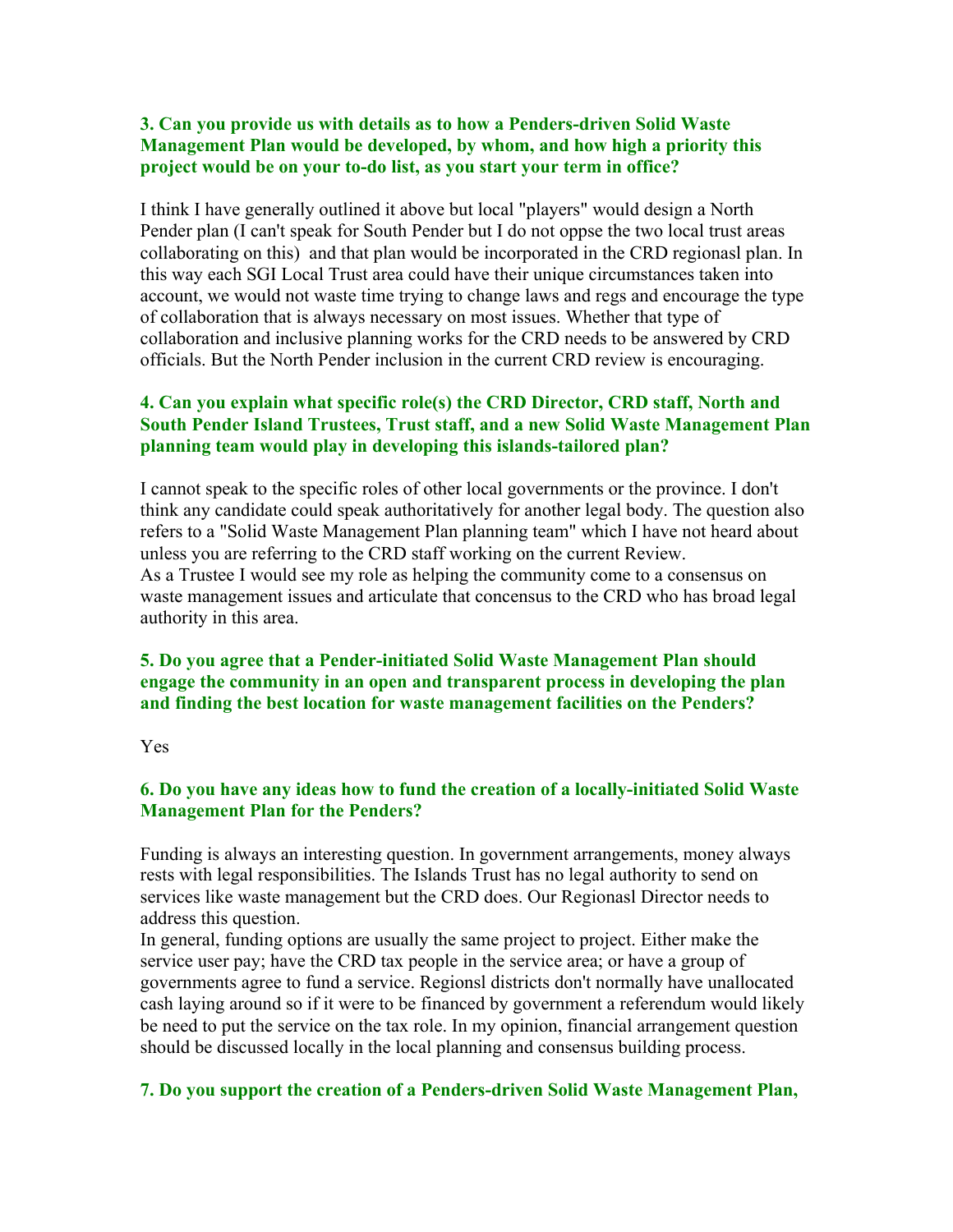**3. Can you provide us with details as to how a Penders-driven Solid Waste Management Plan would be developed, by whom, and how high a priority this project would be on your to-do list, as you start your term in office?**

I think I have generally outlined it above but local "players" would design a North Pender plan (I can't speak for South Pender but I do not oppse the two local trust areas collaborating on this) and that plan would be incorporated in the CRD regionasl plan. In this way each SGI Local Trust area could have their unique circumstances taken into account, we would not waste time trying to change laws and regs and encourage the type of collaboration that is always necessary on most issues. Whether that type of collaboration and inclusive planning works for the CRD needs to be answered by CRD officials. But the North Pender inclusion in the current CRD review is encouraging.

**4. Can you explain what specific role(s) the CRD Director, CRD staff, North and South Pender Island Trustees, Trust staff, and a new Solid Waste Management Plan planning team would play in developing this islands-tailored plan?**

I cannot speak to the specific roles of other local governments or the province. I don't think any candidate could speak authoritatively for another legal body. The question also refers to a "Solid Waste Management Plan planning team" which I have not heard about unless you are referring to the CRD staff working on the current Review.
As a Trustee I would see my role as helping the community come to a consensus on waste management issues and articulate that concensus to the CRD who has broad legal authority in this area.

**5. Do you agree that a Pender-initiated Solid Waste Management Plan should engage the community in an open and transparent process in developing the plan and finding the best location for waste management facilities on the Penders?**

Yes

**6. Do you have any ideas how to fund the creation of a locally-initiated Solid Waste Management Plan for the Penders?**

Funding is always an interesting question. In government arrangements, money always rests with legal responsibilities. The Islands Trust has no legal authority to send on services like waste management but the CRD does. Our Regionasl Director needs to address this question.
In general, funding options are usually the same project to project. Either make the service user pay; have the CRD tax people in the service area; or have a group of governments agree to fund a service. Regionsl districts don't normally have unallocated cash laying around so if it were to be financed by government a referendum would likely be need to put the service on the tax role. In my opinion, financial arrangement question should be discussed locally in the local planning and consensus building process.

**7. Do you support the creation of a Penders-driven Solid Waste Management Plan,**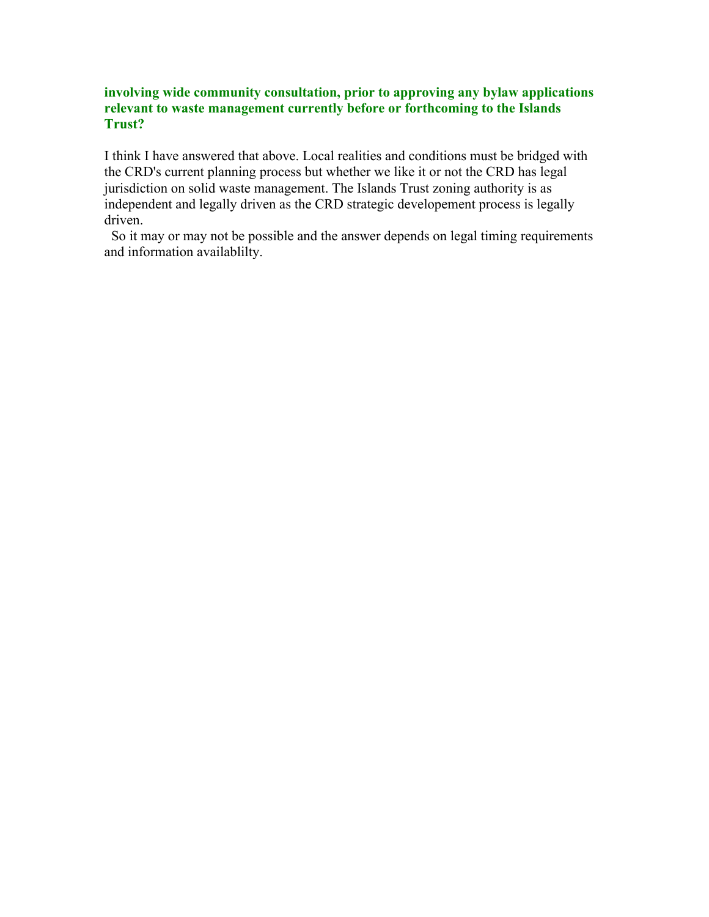**involving wide community consultation, prior to approving any bylaw applications relevant to waste management currently before or forthcoming to the Islands Trust?**

I think I have answered that above. Local realities and conditions must be bridged with the CRD's current planning process but whether we like it or not the CRD has legal jurisdiction on solid waste management. The Islands Trust zoning authority is as independent and legally driven as the CRD strategic developement process is legally driven.

So it may or may not be possible and the answer depends on legal timing requirements and information availablilty.